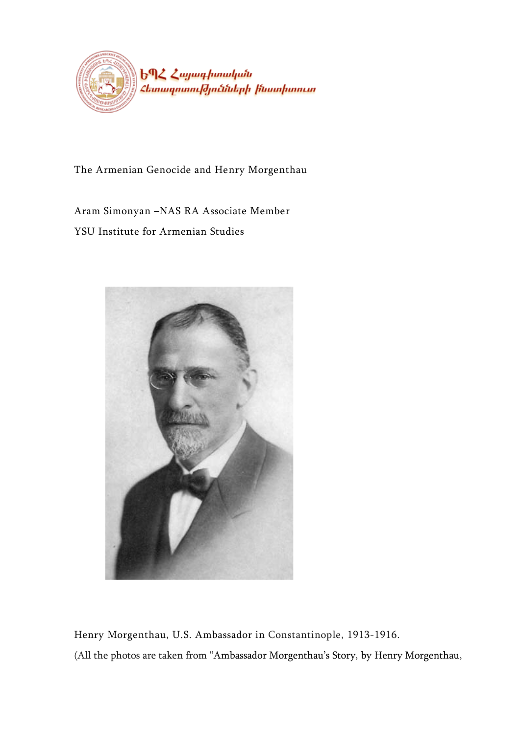ԵՊՀ Հայագիտական հետազոտությունների ինստիտուտ

# The Armenian Genocide and Henry Morgenthau

Aram Simonyan –NAS RA Associate Member

YSU Institute for Armenian Studies

Henry Morgenthau, U.S. Ambassador in Constantinople, 1913-1916.

(All the photos are taken from “Ambassador Morgenthau’s Story, by Henry Morgenthau,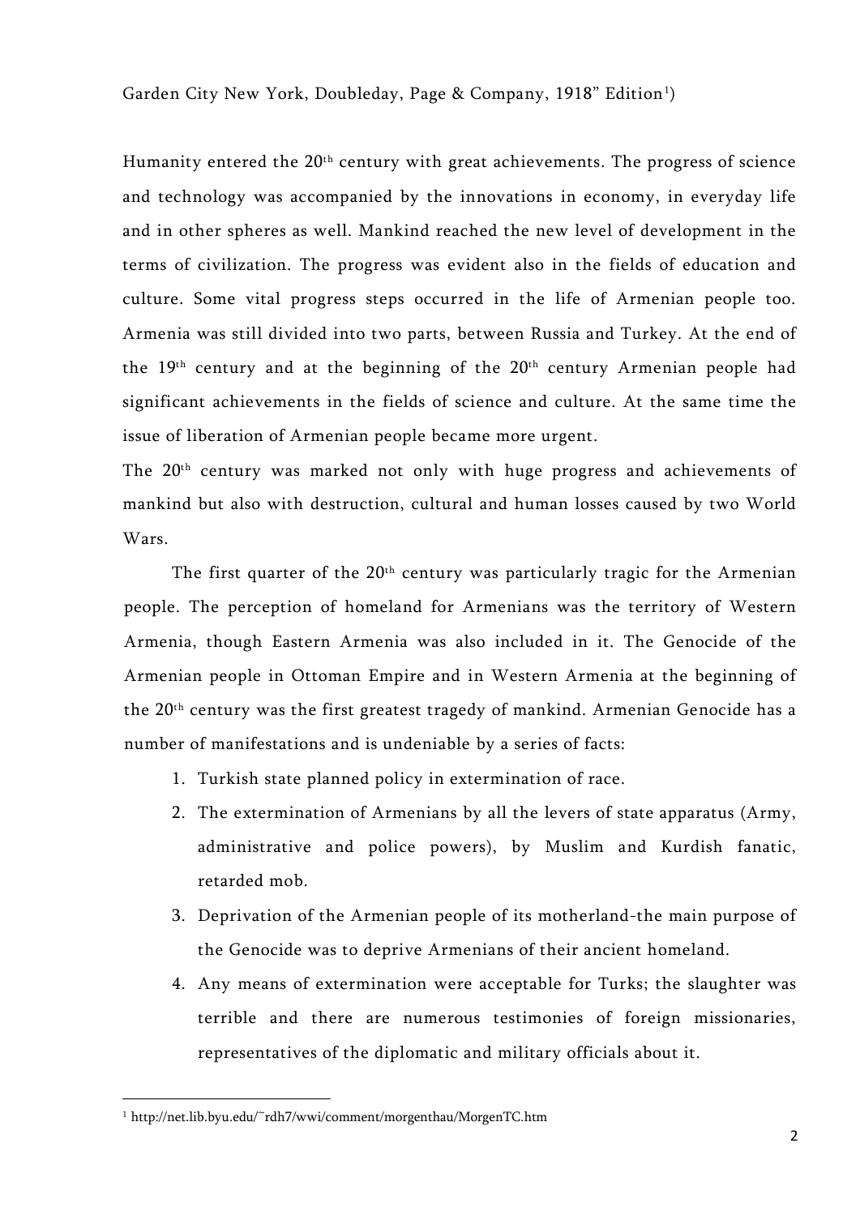Garden City New York, Doubleday, Page & Company, 1918" Edition[1])

Humanity entered the 20th century with great achievements. The progress of science and technology was accompanied by the innovations in economy, in everyday life and in other spheres as well. Mankind reached the new level of development in the terms of civilization. The progress was evident also in the fields of education and culture. Some vital progress steps occurred in the life of Armenian people too. Armenia was still divided into two parts, between Russia and Turkey. At the end of the 19th century and at the beginning of the 20th century Armenian people had significant achievements in the fields of science and culture. At the same time the issue of liberation of Armenian people became more urgent.

The 20th century was marked not only with huge progress and achievements of mankind but also with destruction, cultural and human losses caused by two World Wars.

The first quarter of the 20th century was particularly tragic for the Armenian people. The perception of homeland for Armenians was the territory of Western Armenia, though Eastern Armenia was also included in it. The Genocide of the Armenian people in Ottoman Empire and in Western Armenia at the beginning of the 20th century was the first greatest tragedy of mankind. Armenian Genocide has a number of manifestations and is undeniable by a series of facts:

1. Turkish state planned policy in extermination of race.
2. The extermination of Armenians by all the levers of state apparatus (Army, administrative and police powers), by Muslim and Kurdish fanatic, retarded mob.
3. Deprivation of the Armenian people of its motherland-the main purpose of the Genocide was to deprive Armenians of their ancient homeland.
4. Any means of extermination were acceptable for Turks; the slaughter was terrible and there are numerous testimonies of foreign missionaries, representatives of the diplomatic and military officials about it.

[1] http://net.lib.byu.edu/~rdh7/wwi/comment/morgenthau/MorgenTC.htm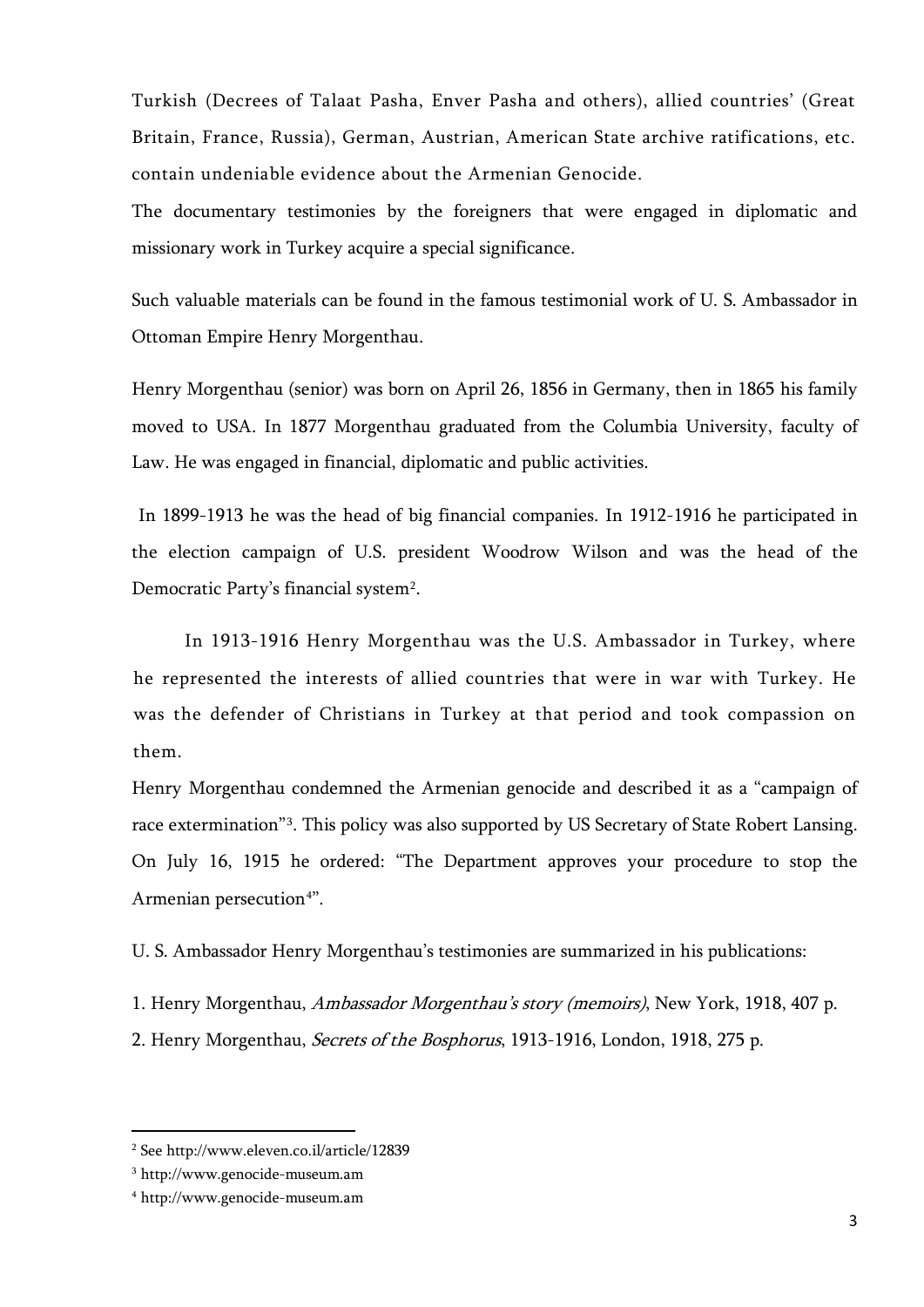Turkish (Decrees of Talaat Pasha, Enver Pasha and others), allied countries' (Great Britain, France, Russia), German, Austrian, American State archive ratifications, etc. contain undeniable evidence about the Armenian Genocide.

The documentary testimonies by the foreigners that were engaged in diplomatic and missionary work in Turkey acquire a special significance.

Such valuable materials can be found in the famous testimonial work of U. S. Ambassador in Ottoman Empire Henry Morgenthau.

Henry Morgenthau (senior) was born on April 26, 1856 in Germany, then in 1865 his family moved to USA. In 1877 Morgenthau graduated from the Columbia University, faculty of Law. He was engaged in financial, diplomatic and public activities.

In 1899-1913 he was the head of big financial companies. In 1912-1916 he participated in the election campaign of U.S. president Woodrow Wilson and was the head of the Democratic Party's financial system[2].

In 1913-1916 Henry Morgenthau was the U.S. Ambassador in Turkey, where he represented the interests of allied countries that were in war with Turkey. He was the defender of Christians in Turkey at that period and took compassion on them.

Henry Morgenthau condemned the Armenian genocide and described it as a "campaign of race extermination"[3]. This policy was also supported by US Secretary of State Robert Lansing. On July 16, 1915 he ordered: "The Department approves your procedure to stop the Armenian persecution[4]".

U. S. Ambassador Henry Morgenthau's testimonies are summarized in his publications:

1. Henry Morgenthau, *Ambassador Morgenthau's story (memoirs)*, New York, 1918, 407 p.
2. Henry Morgenthau, *Secrets of the Bosphorus*, 1913-1916, London, 1918, 275 p.

---

[2] See http://www.eleven.co.il/article/12839

[3] http://www.genocide-museum.am

[4] http://www.genocide-museum.am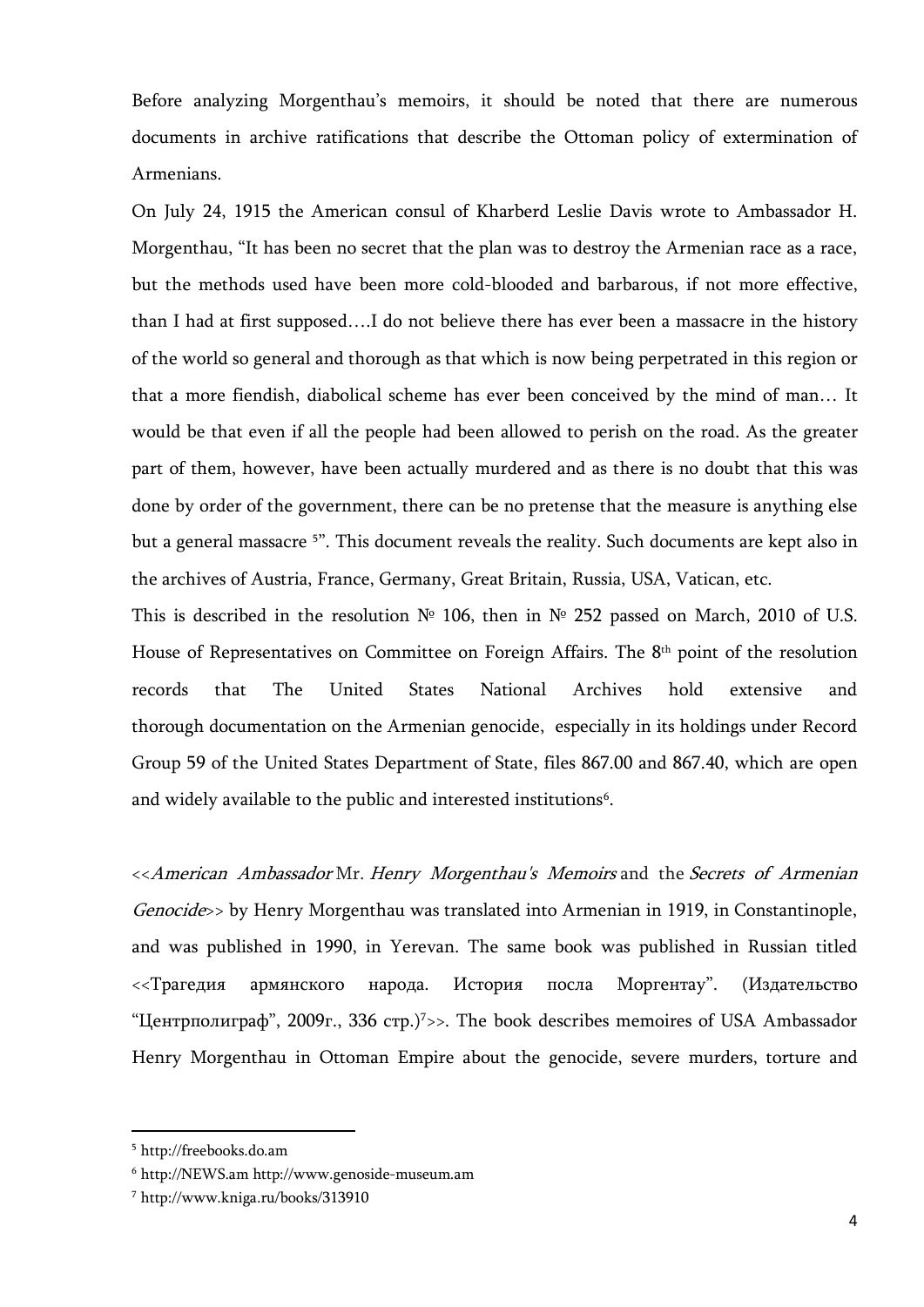Before analyzing Morgenthau's memoirs, it should be noted that there are numerous documents in archive ratifications that describe the Ottoman policy of extermination of Armenians.

On July 24, 1915 the American consul of Kharberd Leslie Davis wrote to Ambassador H. Morgenthau, "It has been no secret that the plan was to destroy the Armenian race as a race, but the methods used have been more cold-blooded and barbarous, if not more effective, than I had at first supposed….I do not believe there has ever been a massacre in the history of the world so general and thorough as that which is now being perpetrated in this region or that a more fiendish, diabolical scheme has ever been conceived by the mind of man… It would be that even if all the people had been allowed to perish on the road. As the greater part of them, however, have been actually murdered and as there is no doubt that this was done by order of the government, there can be no pretense that the measure is anything else but a general massacre [5]". This document reveals the reality. Such documents are kept also in the archives of Austria, France, Germany, Great Britain, Russia, USA, Vatican, etc.

This is described in the resolution № 106, then in № 252 passed on March, 2010 of U.S. House of Representatives on Committee on Foreign Affairs. The 8th point of the resolution records that The United States National Archives hold extensive and thorough documentation on the Armenian genocide, especially in its holdings under Record Group 59 of the United States Department of State, files 867.00 and 867.40, which are open and widely available to the public and interested institutions[6].

<<*American Ambassador* Mr. *Henry Morgenthau's Memoirs* and the *Secrets of Armenian Genocide*>> by Henry Morgenthau was translated into Armenian in 1919, in Constantinople, and was published in 1990, in Yerevan. The same book was published in Russian titled <<Трагедия армянского народа. История посла Моргентау". (Издательство "Центрполиграф", 2009г., 336 стр.)[7]>>. The book describes memoires of USA Ambassador Henry Morgenthau in Ottoman Empire about the genocide, severe murders, torture and

---

[5] http://freebooks.do.am

[6] http://NEWS.am http://www.genoside-museum.am

[7] http://www.kniga.ru/books/313910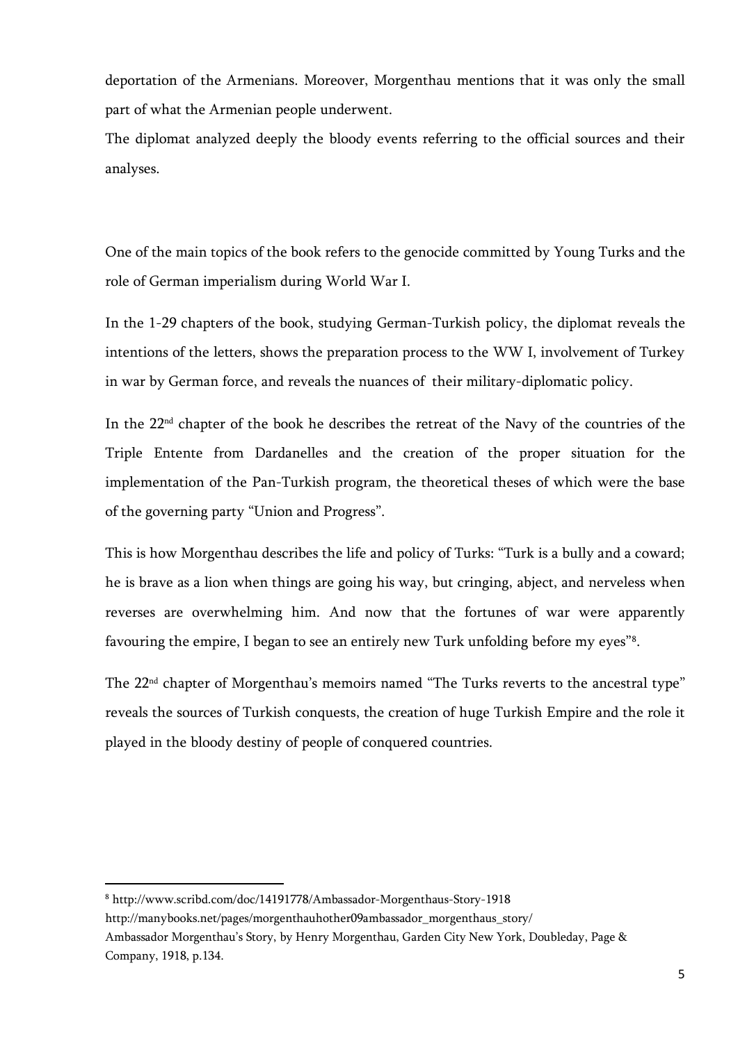deportation of the Armenians. Moreover, Morgenthau mentions that it was only the small part of what the Armenian people underwent.

The diplomat analyzed deeply the bloody events referring to the official sources and their analyses.

One of the main topics of the book refers to the genocide committed by Young Turks and the role of German imperialism during World War I.

In the 1-29 chapters of the book, studying German-Turkish policy, the diplomat reveals the intentions of the letters, shows the preparation process to the WW I, involvement of Turkey in war by German force, and reveals the nuances of their military-diplomatic policy.

In the 22nd chapter of the book he describes the retreat of the Navy of the countries of the Triple Entente from Dardanelles and the creation of the proper situation for the implementation of the Pan-Turkish program, the theoretical theses of which were the base of the governing party "Union and Progress".

This is how Morgenthau describes the life and policy of Turks: "Turk is a bully and a coward; he is brave as a lion when things are going his way, but cringing, abject, and nerveless when reverses are overwhelming him. And now that the fortunes of war were apparently favouring the empire, I began to see an entirely new Turk unfolding before my eyes"[8].

The 22nd chapter of Morgenthau's memoirs named "The Turks reverts to the ancestral type" reveals the sources of Turkish conquests, the creation of huge Turkish Empire and the role it played in the bloody destiny of people of conquered countries.

---

[8] http://www.scribd.com/doc/14191778/Ambassador-Morgenthaus-Story-1918
http://manybooks.net/pages/morgenthauhother09ambassador_morgenthaus_story/
Ambassador Morgenthau's Story, by Henry Morgenthau, Garden City New York, Doubleday, Page & Company, 1918, p.134.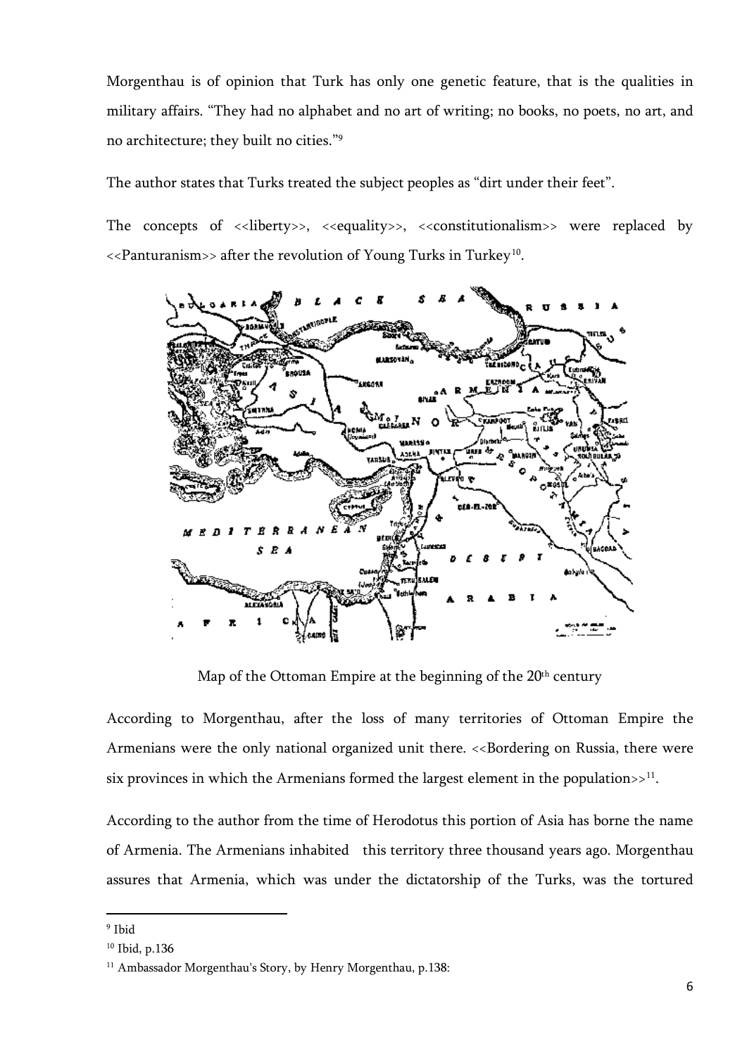Morgenthau is of opinion that Turk has only one genetic feature, that is the qualities in military affairs. "They had no alphabet and no art of writing; no books, no poets, no art, and no architecture; they built no cities."[9]

The author states that Turks treated the subject peoples as "dirt under their feet".

The concepts of <<liberty>>, <<equality>>, <<constitutionalism>> were replaced by <<Panturanism>> after the revolution of Young Turks in Turkey[10].

Map of the Ottoman Empire at the beginning of the 20th century

According to Morgenthau, after the loss of many territories of Ottoman Empire the Armenians were the only national organized unit there. <<Bordering on Russia, there were six provinces in which the Armenians formed the largest element in the population>>[11].

According to the author from the time of Herodotus this portion of Asia has borne the name of Armenia. The Armenians inhabited this territory three thousand years ago. Morgenthau assures that Armenia, which was under the dictatorship of the Turks, was the tortured

---

[9] Ibid

[10] Ibid, p.136

[11] Ambassador Morgenthau's Story, by Henry Morgenthau, p.138: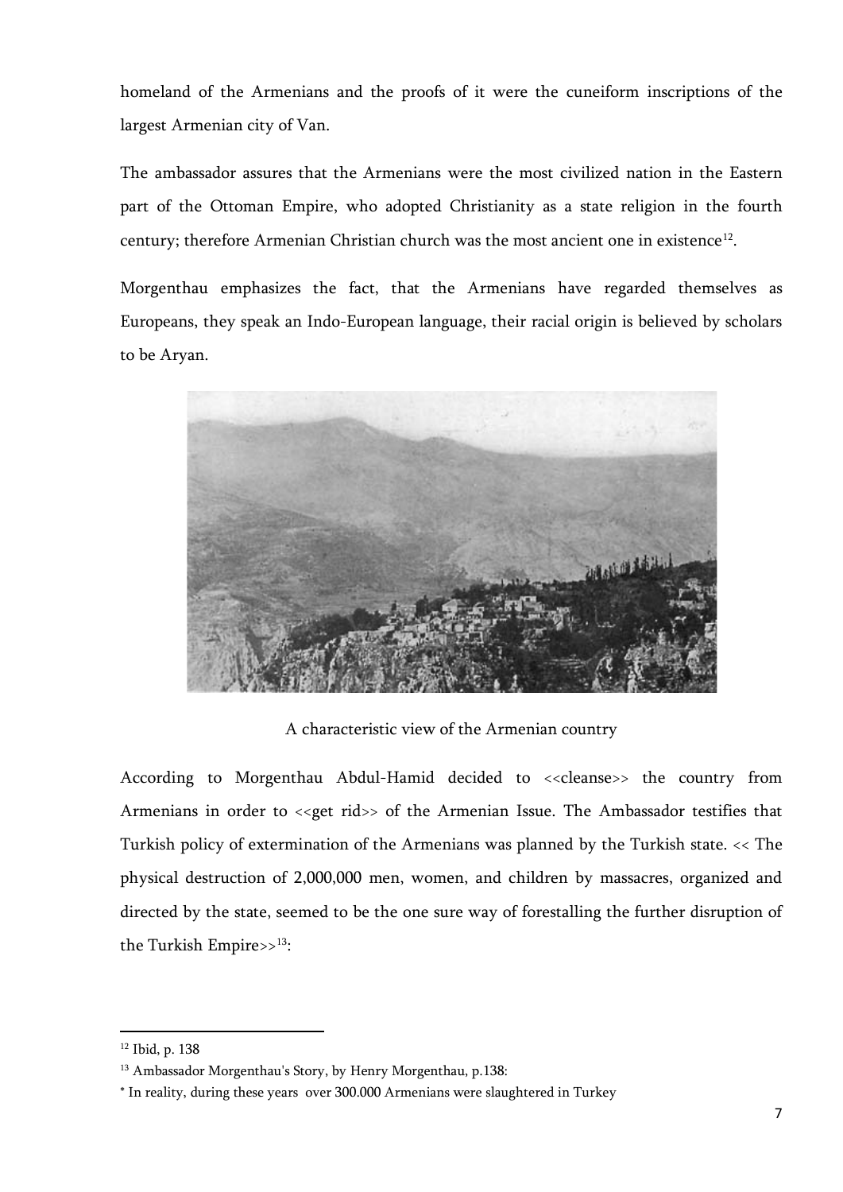homeland of the Armenians and the proofs of it were the cuneiform inscriptions of the largest Armenian city of Van.

The ambassador assures that the Armenians were the most civilized nation in the Eastern part of the Ottoman Empire, who adopted Christianity as a state religion in the fourth century; therefore Armenian Christian church was the most ancient one in existence[12].

Morgenthau emphasizes the fact, that the Armenians have regarded themselves as Europeans, they speak an Indo-European language, their racial origin is believed by scholars to be Aryan.

A characteristic view of the Armenian country

According to Morgenthau Abdul-Hamid decided to <<cleanse>> the country from Armenians in order to <<get rid>> of the Armenian Issue. The Ambassador testifies that Turkish policy of extermination of the Armenians was planned by the Turkish state. << The physical destruction of 2,000,000 men, women, and children by massacres, organized and directed by the state, seemed to be the one sure way of forestalling the further disruption of the Turkish Empire>>[13]:

---

[12] Ibid, p. 138

[13] Ambassador Morgenthau's Story, by Henry Morgenthau, p.138:

* In reality, during these years over 300.000 Armenians were slaughtered in Turkey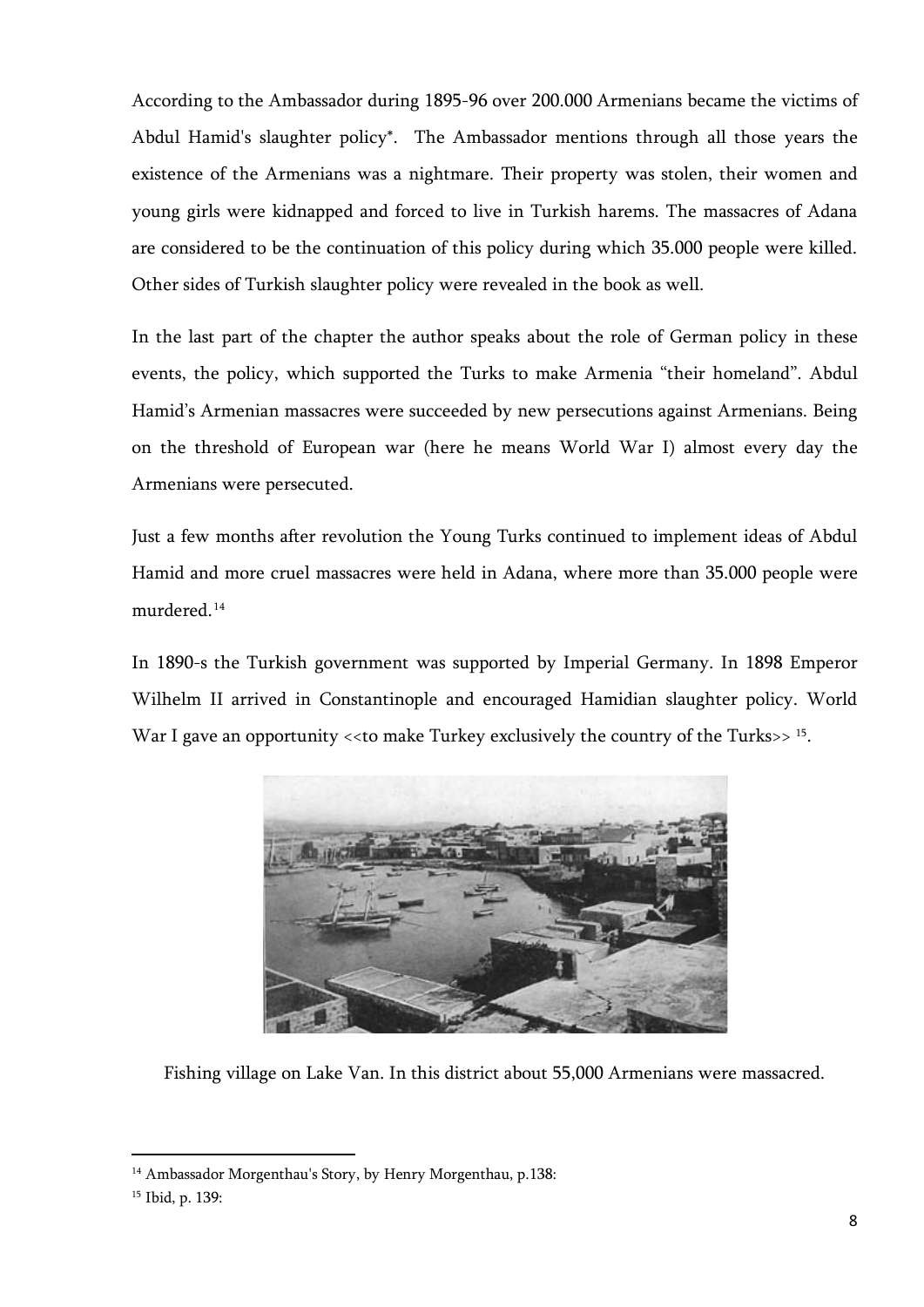According to the Ambassador during 1895-96 over 200.000 Armenians became the victims of Abdul Hamid's slaughter policy*. The Ambassador mentions through all those years the existence of the Armenians was a nightmare. Their property was stolen, their women and young girls were kidnapped and forced to live in Turkish harems. The massacres of Adana are considered to be the continuation of this policy during which 35.000 people were killed. Other sides of Turkish slaughter policy were revealed in the book as well.

In the last part of the chapter the author speaks about the role of German policy in these events, the policy, which supported the Turks to make Armenia "their homeland". Abdul Hamid's Armenian massacres were succeeded by new persecutions against Armenians. Being on the threshold of European war (here he means World War I) almost every day the Armenians were persecuted.

Just a few months after revolution the Young Turks continued to implement ideas of Abdul Hamid and more cruel massacres were held in Adana, where more than 35.000 people were murdered.[14]

In 1890-s the Turkish government was supported by Imperial Germany. In 1898 Emperor Wilhelm II arrived in Constantinople and encouraged Hamidian slaughter policy. World War I gave an opportunity <<to make Turkey exclusively the country of the Turks>> [15].

Fishing village on Lake Van. In this district about 55,000 Armenians were massacred.

---

[14] Ambassador Morgenthau's Story, by Henry Morgenthau, p.138:

[15] Ibid, p. 139: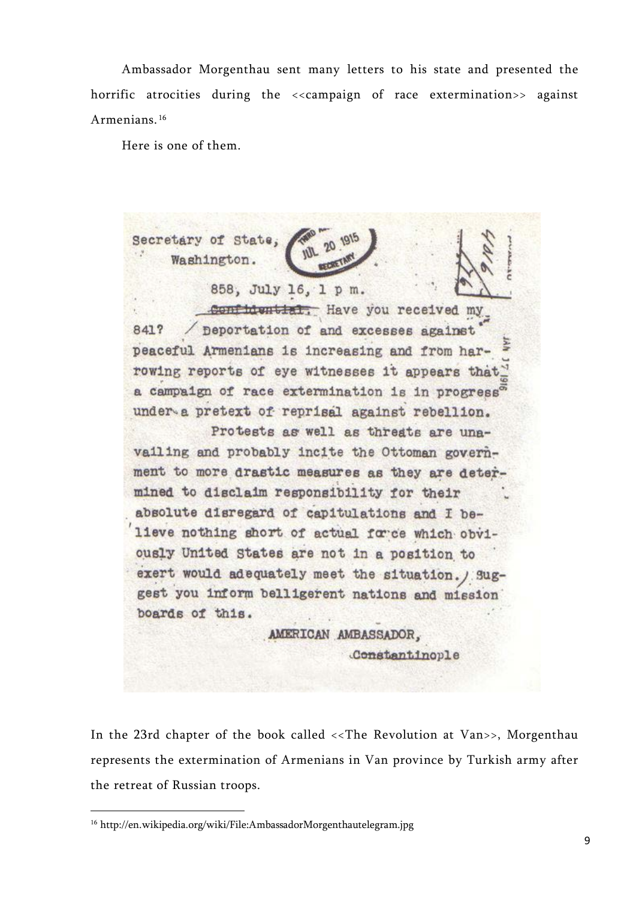Ambassador Morgenthau sent many letters to his state and presented the horrific atrocities during the <<campaign of race extermination>> against Armenians.[16]

Here is one of them.

Secretary of State,
Washington.

858, July 16, 1 p m.

Confidential. Have you received my 841? Deportation of and excesses against peaceful Armenians is increasing and from harrowing reports of eye witnesses it appears that a campaign of race extermination is in progress under a pretext of reprisal against rebellion.

Protests as well as threats are unavailing and probably incite the Ottoman government to more drastic measures as they are determined to disclaim responsibility for their absolute disregard of capitulations and I believe nothing short of actual force which obviously United States are not in a position to exert would adequately meet the situation. Suggest you inform belligerent nations and mission boards of this.

AMERICAN AMBASSADOR,
Constantinople

In the 23rd chapter of the book called <<The Revolution at Van>>, Morgenthau represents the extermination of Armenians in Van province by Turkish army after the retreat of Russian troops.

[16] http://en.wikipedia.org/wiki/File:AmbassadorMorgenthautelegram.jpg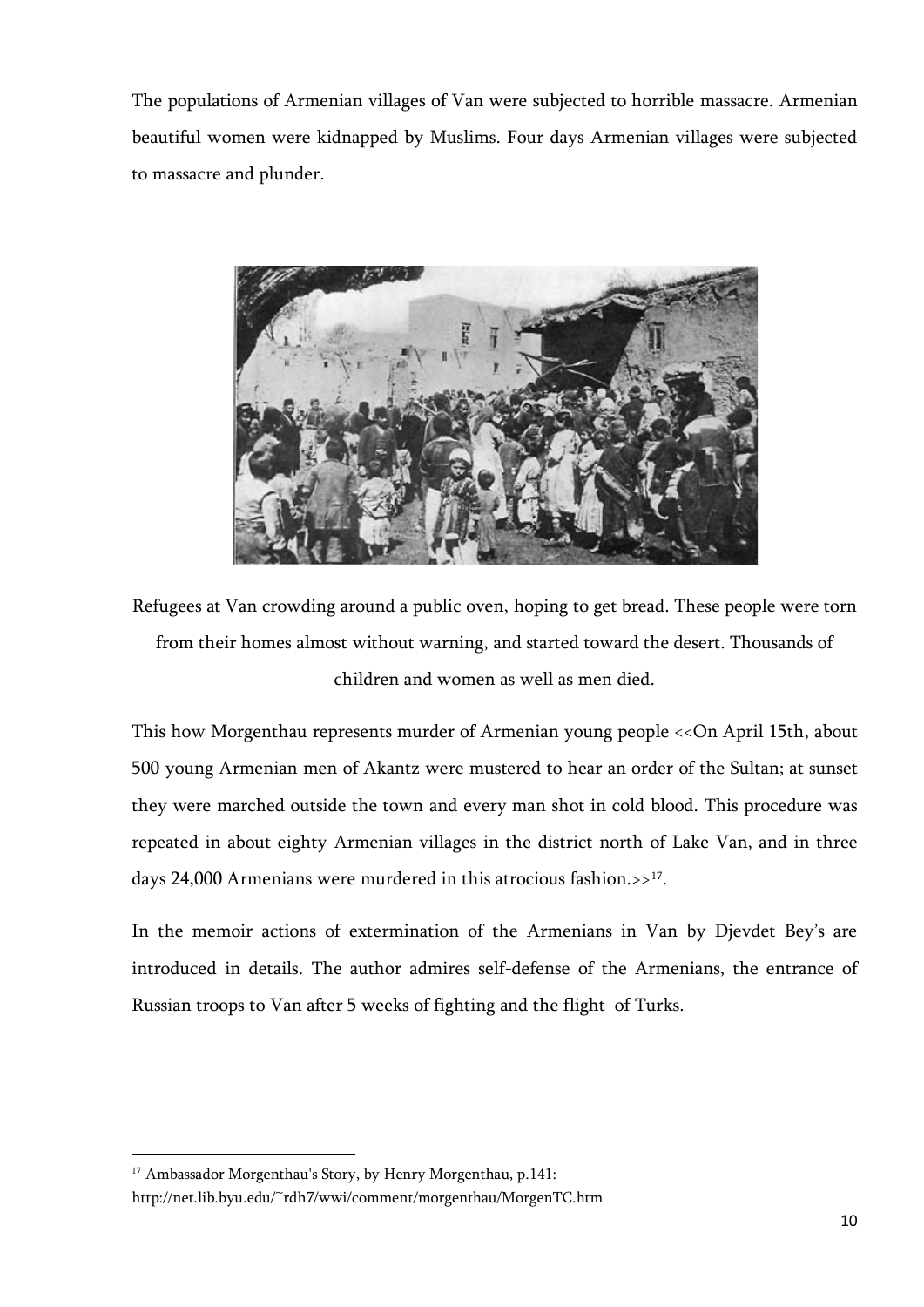The populations of Armenian villages of Van were subjected to horrible massacre. Armenian beautiful women were kidnapped by Muslims. Four days Armenian villages were subjected to massacre and plunder.

Refugees at Van crowding around a public oven, hoping to get bread. These people were torn from their homes almost without warning, and started toward the desert. Thousands of children and women as well as men died.

This how Morgenthau represents murder of Armenian young people <<On April 15th, about 500 young Armenian men of Akantz were mustered to hear an order of the Sultan; at sunset they were marched outside the town and every man shot in cold blood. This procedure was repeated in about eighty Armenian villages in the district north of Lake Van, and in three days 24,000 Armenians were murdered in this atrocious fashion.>>[17].

In the memoir actions of extermination of the Armenians in Van by Djevdet Bey's are introduced in details. The author admires self-defense of the Armenians, the entrance of Russian troops to Van after 5 weeks of fighting and the flight of Turks.

---

[17] Ambassador Morgenthau's Story, by Henry Morgenthau, p.141: http://net.lib.byu.edu/~rdh7/wwi/comment/morgenthau/MorgenTC.htm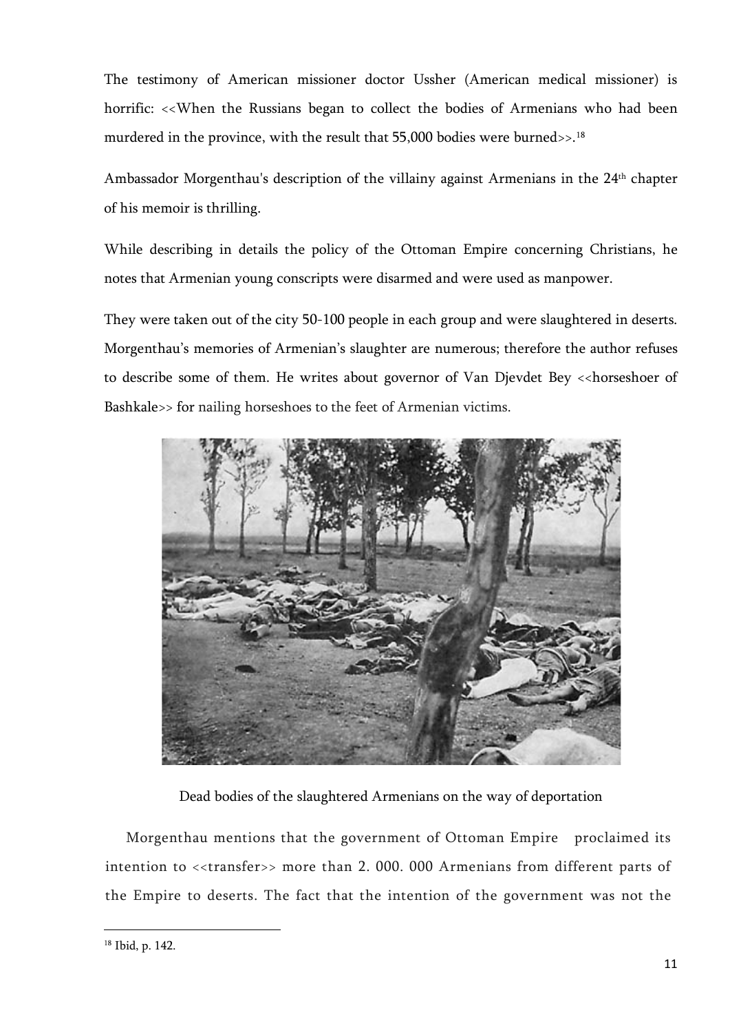The testimony of American missioner doctor Ussher (American medical missioner) is horrific: <<When the Russians began to collect the bodies of Armenians who had been murdered in the province, with the result that 55,000 bodies were burned>>.[18]

Ambassador Morgenthau's description of the villainy against Armenians in the 24th chapter of his memoir is thrilling.

While describing in details the policy of the Ottoman Empire concerning Christians, he notes that Armenian young conscripts were disarmed and were used as manpower.

They were taken out of the city 50-100 people in each group and were slaughtered in deserts. Morgenthau's memories of Armenian's slaughter are numerous; therefore the author refuses to describe some of them. He writes about governor of Van Djevdet Bey <<horseshoer of Bashkale>> for nailing horseshoes to the feet of Armenian victims.

Dead bodies of the slaughtered Armenians on the way of deportation

Morgenthau mentions that the government of Ottoman Empire proclaimed its intention to <<transfer>> more than 2. 000. 000 Armenians from different parts of the Empire to deserts. The fact that the intention of the government was not the

---

[18] Ibid, p. 142.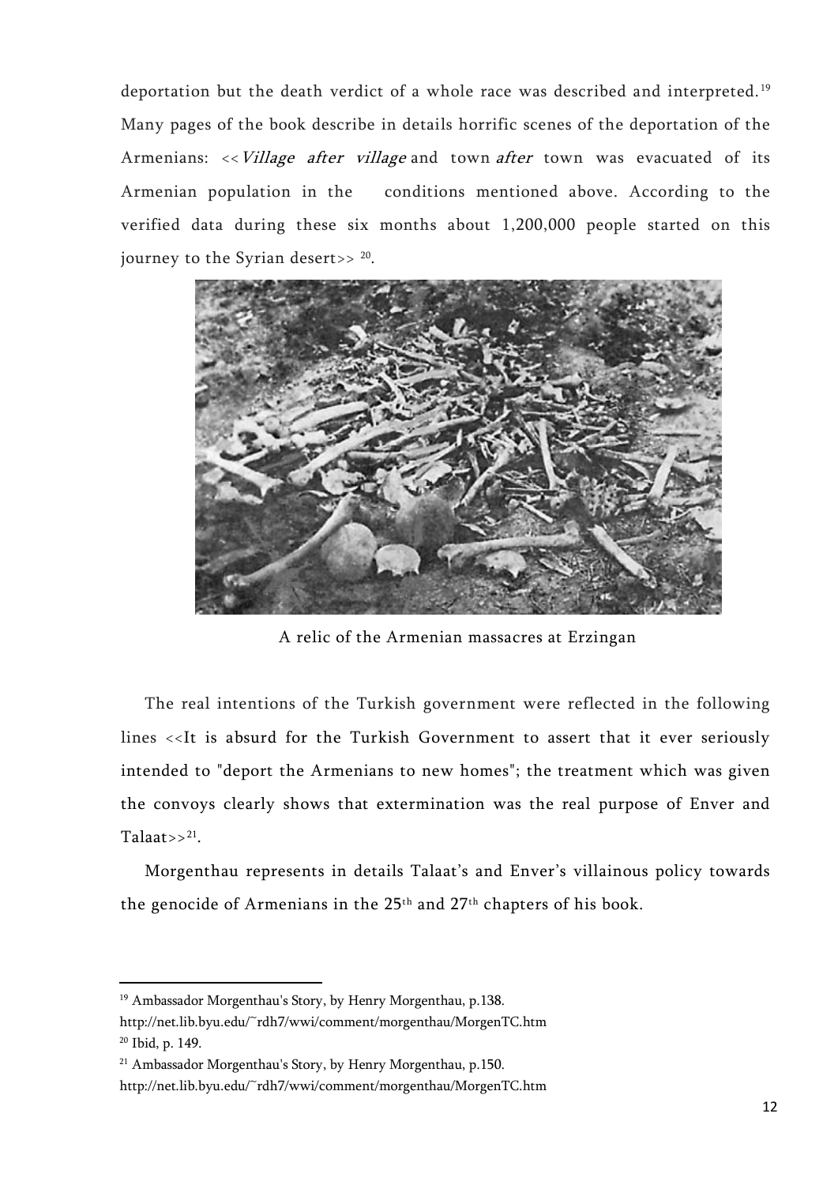deportation but the death verdict of a whole race was described and interpreted.[19] Many pages of the book describe in details horrific scenes of the deportation of the Armenians: <<*Village after village* and town *after* town was evacuated of its Armenian population in the conditions mentioned above. According to the verified data during these six months about 1,200,000 people started on this journey to the Syrian desert>> [20].

A relic of the Armenian massacres at Erzingan

The real intentions of the Turkish government were reflected in the following lines <<It is absurd for the Turkish Government to assert that it ever seriously intended to "deport the Armenians to new homes"; the treatment which was given the convoys clearly shows that extermination was the real purpose of Enver and Talaat>>[21].

Morgenthau represents in details Talaat's and Enver's villainous policy towards the genocide of Armenians in the 25th and 27th chapters of his book.

---

[19] Ambassador Morgenthau's Story, by Henry Morgenthau, p.138.
http://net.lib.byu.edu/~rdh7/wwi/comment/morgenthau/MorgenTC.htm

[20] Ibid, p. 149.

[21] Ambassador Morgenthau's Story, by Henry Morgenthau, p.150.
http://net.lib.byu.edu/~rdh7/wwi/comment/morgenthau/MorgenTC.htm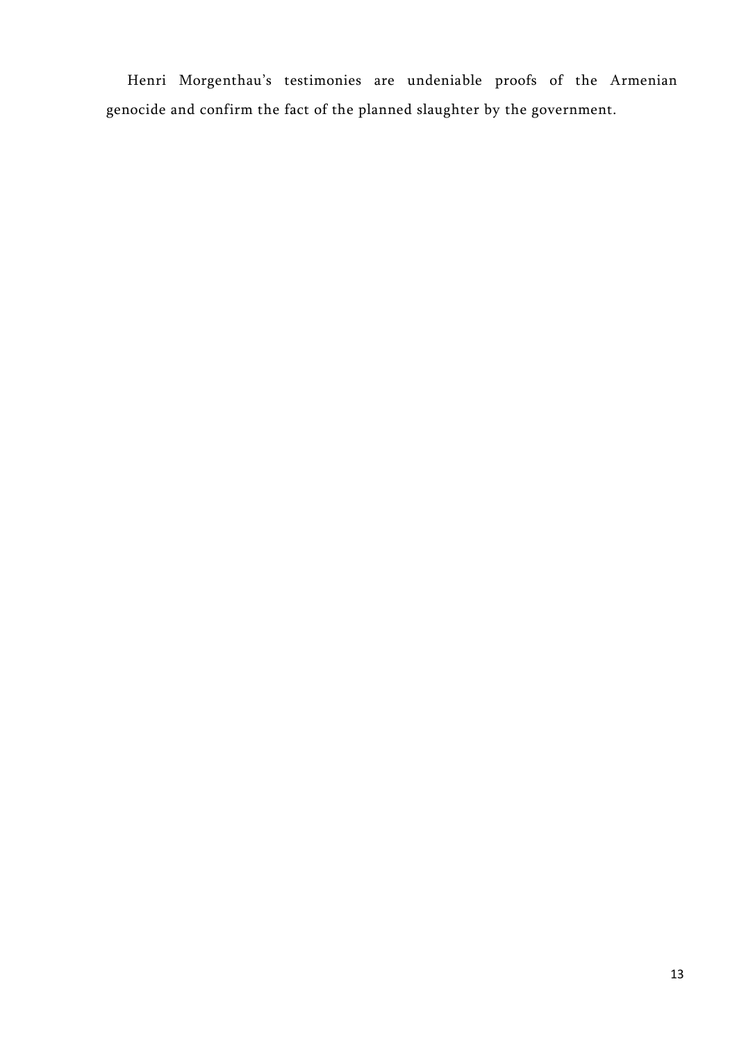Henri Morgenthau's testimonies are undeniable proofs of the Armenian genocide and confirm the fact of the planned slaughter by the government.